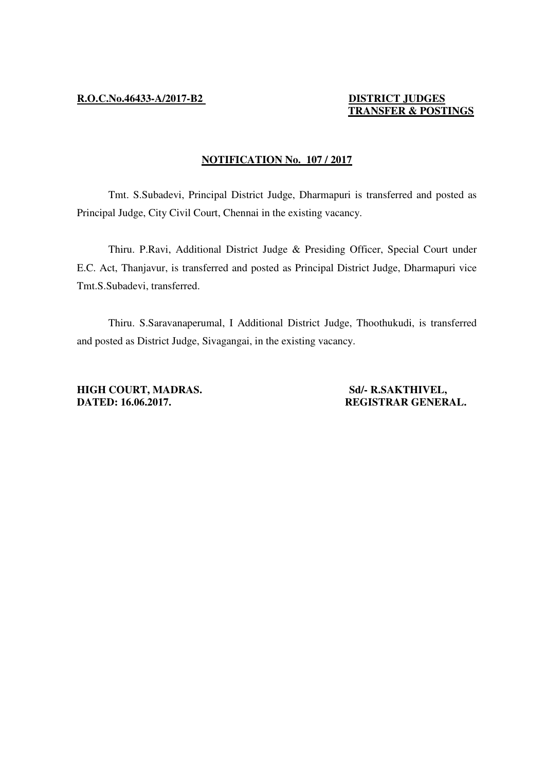**R.O.C.No.46433-A/2017-B2**

**DISTRICT JUDGES TRANSFER & POSTINGS**

## NOTIFICATION No. 107 / 2017

Tmt. S.Subadevi, Principal District Judge, Dharmapuri is transferred and posted as Principal Judge, City Civil Court, Chennai in the existing vacancy.

Thiru. P.Ravi, Additional District Judge & Presiding Officer, Special Court under E.C. Act, Thanjavur, is transferred and posted as Principal District Judge, Dharmapuri vice Tmt.S.Subadevi, transferred.

Thiru. S.Saravanaperumal, I Additional District Judge, Thoothukudi, is transferred and posted as District Judge, Sivagangai, in the existing vacancy.

**HIGH COURT, MADRAS.**
**DATED: 16.06.2017.**

**Sd/- R.SAKTHIVEL,**
**REGISTRAR GENERAL.**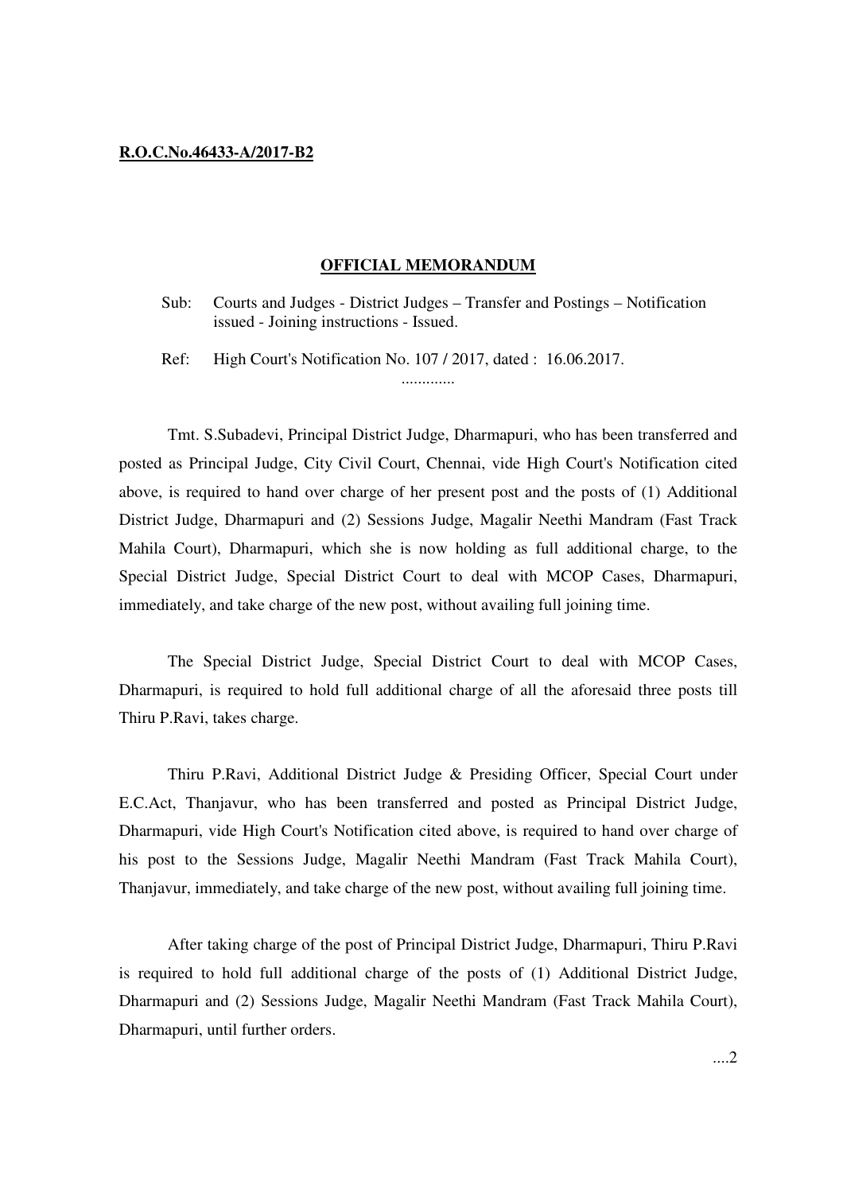**R.O.C.No.46433-A/2017-B2**

## OFFICIAL MEMORANDUM

Sub: Courts and Judges - District Judges – Transfer and Postings – Notification issued - Joining instructions - Issued.

Ref: High Court's Notification No. 107 / 2017, dated : 16.06.2017.

.............

Tmt. S.Subadevi, Principal District Judge, Dharmapuri, who has been transferred and posted as Principal Judge, City Civil Court, Chennai, vide High Court's Notification cited above, is required to hand over charge of her present post and the posts of (1) Additional District Judge, Dharmapuri and (2) Sessions Judge, Magalir Neethi Mandram (Fast Track Mahila Court), Dharmapuri, which she is now holding as full additional charge, to the Special District Judge, Special District Court to deal with MCOP Cases, Dharmapuri, immediately, and take charge of the new post, without availing full joining time.

The Special District Judge, Special District Court to deal with MCOP Cases, Dharmapuri, is required to hold full additional charge of all the aforesaid three posts till Thiru P.Ravi, takes charge.

Thiru P.Ravi, Additional District Judge & Presiding Officer, Special Court under E.C.Act, Thanjavur, who has been transferred and posted as Principal District Judge, Dharmapuri, vide High Court's Notification cited above, is required to hand over charge of his post to the Sessions Judge, Magalir Neethi Mandram (Fast Track Mahila Court), Thanjavur, immediately, and take charge of the new post, without availing full joining time.

After taking charge of the post of Principal District Judge, Dharmapuri, Thiru P.Ravi is required to hold full additional charge of the posts of (1) Additional District Judge, Dharmapuri and (2) Sessions Judge, Magalir Neethi Mandram (Fast Track Mahila Court), Dharmapuri, until further orders.

....2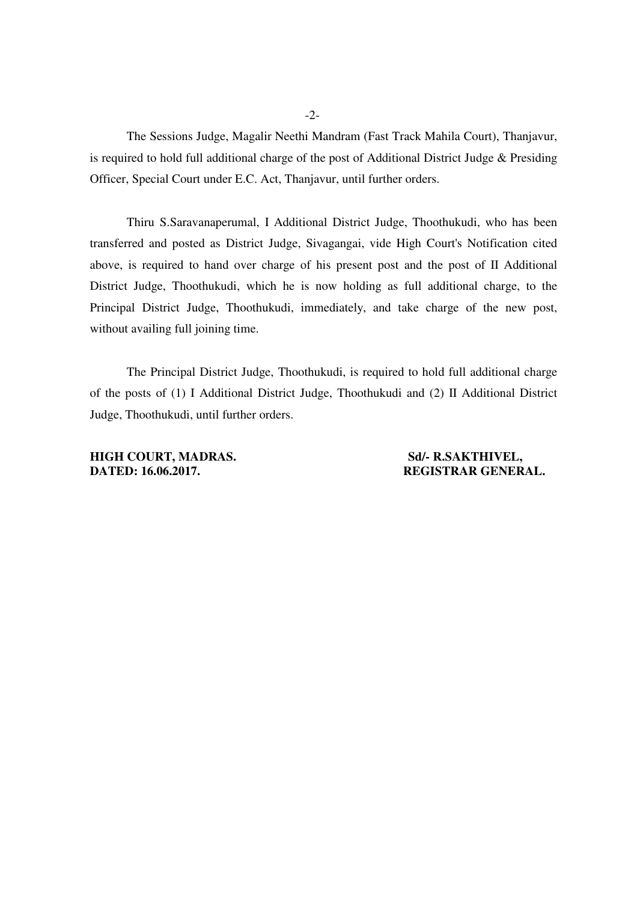The Sessions Judge, Magalir Neethi Mandram (Fast Track Mahila Court), Thanjavur, is required to hold full additional charge of the post of Additional District Judge & Presiding Officer, Special Court under E.C. Act, Thanjavur, until further orders.

Thiru S.Saravanaperumal, I Additional District Judge, Thoothukudi, who has been transferred and posted as District Judge, Sivagangai, vide High Court's Notification cited above, is required to hand over charge of his present post and the post of II Additional District Judge, Thoothukudi, which he is now holding as full additional charge, to the Principal District Judge, Thoothukudi, immediately, and take charge of the new post, without availing full joining time.

The Principal District Judge, Thoothukudi, is required to hold full additional charge of the posts of (1) I Additional District Judge, Thoothukudi and (2) II Additional District Judge, Thoothukudi, until further orders.

**HIGH COURT, MADRAS.**
**DATED: 16.06.2017.**

**Sd/- R.SAKTHIVEL,**
**REGISTRAR GENERAL.**